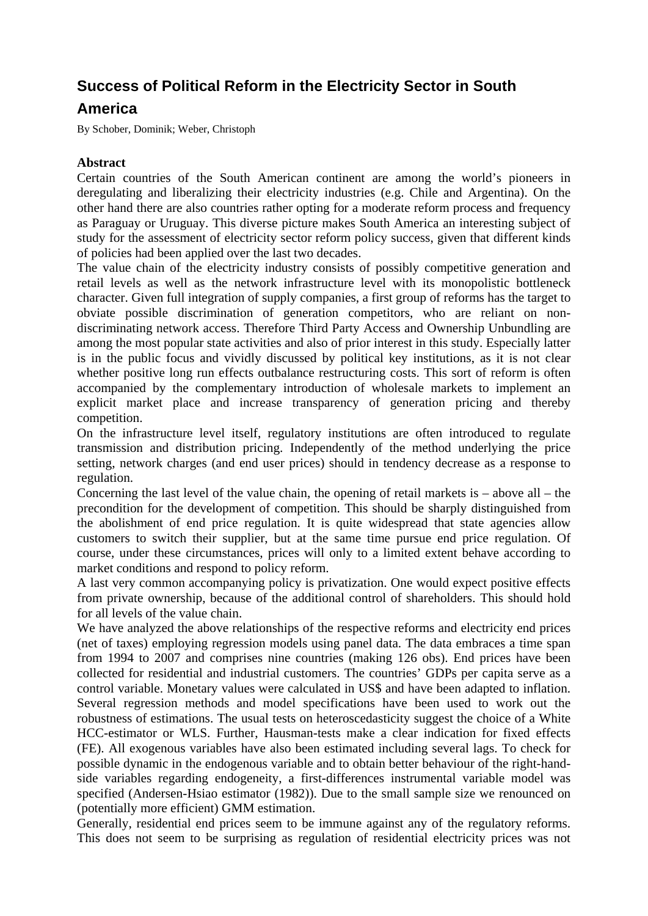# Success of Political Reform in the Electricity Sector in South America

By Schober, Dominik; Weber, Christoph

## Abstract

Certain countries of the South American continent are among the world's pioneers in deregulating and liberalizing their electricity industries (e.g. Chile and Argentina). On the other hand there are also countries rather opting for a moderate reform process and frequency as Paraguay or Uruguay. This diverse picture makes South America an interesting subject of study for the assessment of electricity sector reform policy success, given that different kinds of policies had been applied over the last two decades.

The value chain of the electricity industry consists of possibly competitive generation and retail levels as well as the network infrastructure level with its monopolistic bottleneck character. Given full integration of supply companies, a first group of reforms has the target to obviate possible discrimination of generation competitors, who are reliant on non-discriminating network access. Therefore Third Party Access and Ownership Unbundling are among the most popular state activities and also of prior interest in this study. Especially latter is in the public focus and vividly discussed by political key institutions, as it is not clear whether positive long run effects outbalance restructuring costs. This sort of reform is often accompanied by the complementary introduction of wholesale markets to implement an explicit market place and increase transparency of generation pricing and thereby competition.

On the infrastructure level itself, regulatory institutions are often introduced to regulate transmission and distribution pricing. Independently of the method underlying the price setting, network charges (and end user prices) should in tendency decrease as a response to regulation.

Concerning the last level of the value chain, the opening of retail markets is – above all – the precondition for the development of competition. This should be sharply distinguished from the abolishment of end price regulation. It is quite widespread that state agencies allow customers to switch their supplier, but at the same time pursue end price regulation. Of course, under these circumstances, prices will only to a limited extent behave according to market conditions and respond to policy reform.

A last very common accompanying policy is privatization. One would expect positive effects from private ownership, because of the additional control of shareholders. This should hold for all levels of the value chain.

We have analyzed the above relationships of the respective reforms and electricity end prices (net of taxes) employing regression models using panel data. The data embraces a time span from 1994 to 2007 and comprises nine countries (making 126 obs). End prices have been collected for residential and industrial customers. The countries' GDPs per capita serve as a control variable. Monetary values were calculated in US$ and have been adapted to inflation. Several regression methods and model specifications have been used to work out the robustness of estimations. The usual tests on heteroscedasticity suggest the choice of a White HCC-estimator or WLS. Further, Hausman-tests make a clear indication for fixed effects (FE). All exogenous variables have also been estimated including several lags. To check for possible dynamic in the endogenous variable and to obtain better behaviour of the right-hand-side variables regarding endogeneity, a first-differences instrumental variable model was specified (Andersen-Hsiao estimator (1982)). Due to the small sample size we renounced on (potentially more efficient) GMM estimation.

Generally, residential end prices seem to be immune against any of the regulatory reforms. This does not seem to be surprising as regulation of residential electricity prices was not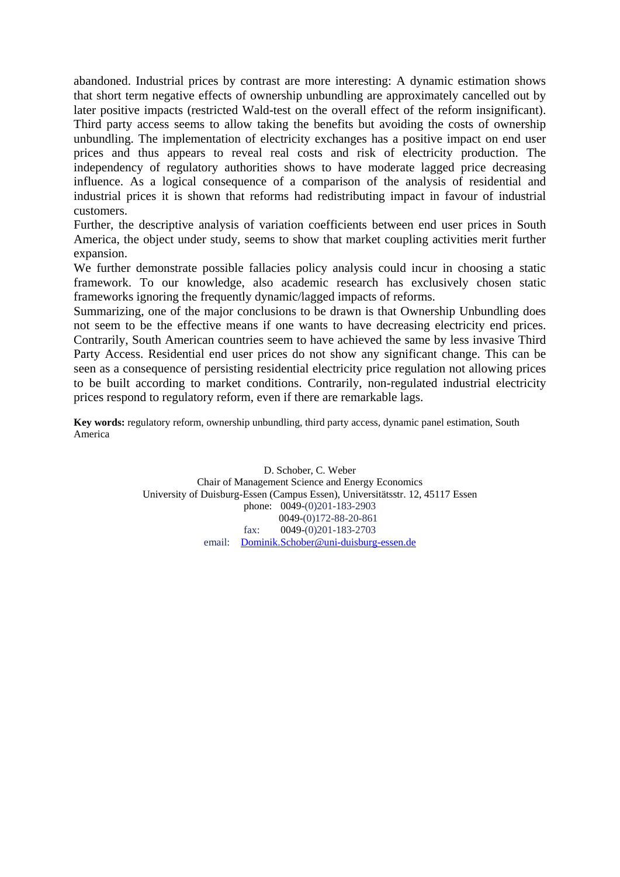abandoned. Industrial prices by contrast are more interesting: A dynamic estimation shows that short term negative effects of ownership unbundling are approximately cancelled out by later positive impacts (restricted Wald-test on the overall effect of the reform insignificant). Third party access seems to allow taking the benefits but avoiding the costs of ownership unbundling. The implementation of electricity exchanges has a positive impact on end user prices and thus appears to reveal real costs and risk of electricity production. The independency of regulatory authorities shows to have moderate lagged price decreasing influence. As a logical consequence of a comparison of the analysis of residential and industrial prices it is shown that reforms had redistributing impact in favour of industrial customers.

Further, the descriptive analysis of variation coefficients between end user prices in South America, the object under study, seems to show that market coupling activities merit further expansion.

We further demonstrate possible fallacies policy analysis could incur in choosing a static framework. To our knowledge, also academic research has exclusively chosen static frameworks ignoring the frequently dynamic/lagged impacts of reforms.

Summarizing, one of the major conclusions to be drawn is that Ownership Unbundling does not seem to be the effective means if one wants to have decreasing electricity end prices. Contrarily, South American countries seem to have achieved the same by less invasive Third Party Access. Residential end user prices do not show any significant change. This can be seen as a consequence of persisting residential electricity price regulation not allowing prices to be built according to market conditions. Contrarily, non-regulated industrial electricity prices respond to regulatory reform, even if there are remarkable lags.

**Key words:** regulatory reform, ownership unbundling, third party access, dynamic panel estimation, South America

D. Schober, C. Weber
Chair of Management Science and Energy Economics
University of Duisburg-Essen (Campus Essen), Universitätsstr. 12, 45117 Essen
phone: 0049-(0)201-183-2903
0049-(0)172-88-20-861
fax: 0049-(0)201-183-2703
email: Dominik.Schober@uni-duisburg-essen.de